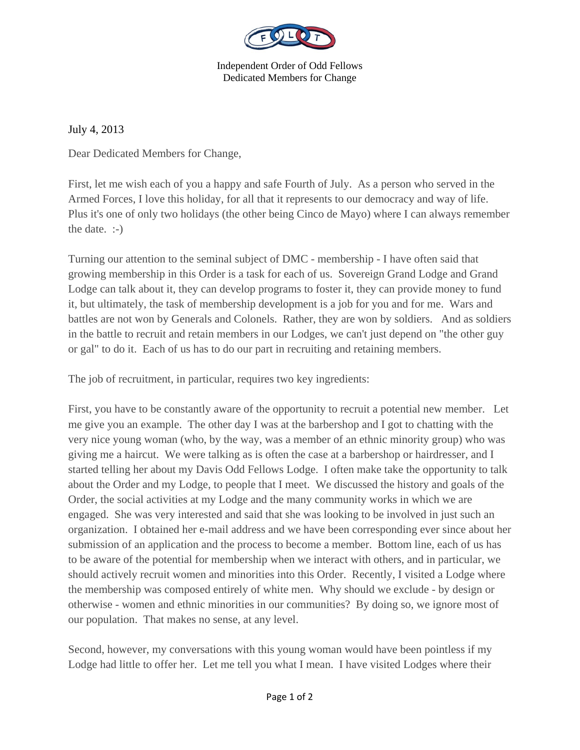Independent Order of Odd Fellows
Dedicated Members for Change

July 4, 2013

Dear Dedicated Members for Change,

First, let me wish each of you a happy and safe Fourth of July. As a person who served in the Armed Forces, I love this holiday, for all that it represents to our democracy and way of life. Plus it's one of only two holidays (the other being Cinco de Mayo) where I can always remember the date. :-)

Turning our attention to the seminal subject of DMC - membership - I have often said that growing membership in this Order is a task for each of us. Sovereign Grand Lodge and Grand Lodge can talk about it, they can develop programs to foster it, they can provide money to fund it, but ultimately, the task of membership development is a job for you and for me. Wars and battles are not won by Generals and Colonels. Rather, they are won by soldiers. And as soldiers in the battle to recruit and retain members in our Lodges, we can't just depend on "the other guy or gal" to do it. Each of us has to do our part in recruiting and retaining members.

The job of recruitment, in particular, requires two key ingredients:

First, you have to be constantly aware of the opportunity to recruit a potential new member. Let me give you an example. The other day I was at the barbershop and I got to chatting with the very nice young woman (who, by the way, was a member of an ethnic minority group) who was giving me a haircut. We were talking as is often the case at a barbershop or hairdresser, and I started telling her about my Davis Odd Fellows Lodge. I often make take the opportunity to talk about the Order and my Lodge, to people that I meet. We discussed the history and goals of the Order, the social activities at my Lodge and the many community works in which we are engaged. She was very interested and said that she was looking to be involved in just such an organization. I obtained her e-mail address and we have been corresponding ever since about her submission of an application and the process to become a member. Bottom line, each of us has to be aware of the potential for membership when we interact with others, and in particular, we should actively recruit women and minorities into this Order. Recently, I visited a Lodge where the membership was composed entirely of white men. Why should we exclude - by design or otherwise - women and ethnic minorities in our communities? By doing so, we ignore most of our population. That makes no sense, at any level.

Second, however, my conversations with this young woman would have been pointless if my Lodge had little to offer her. Let me tell you what I mean. I have visited Lodges where their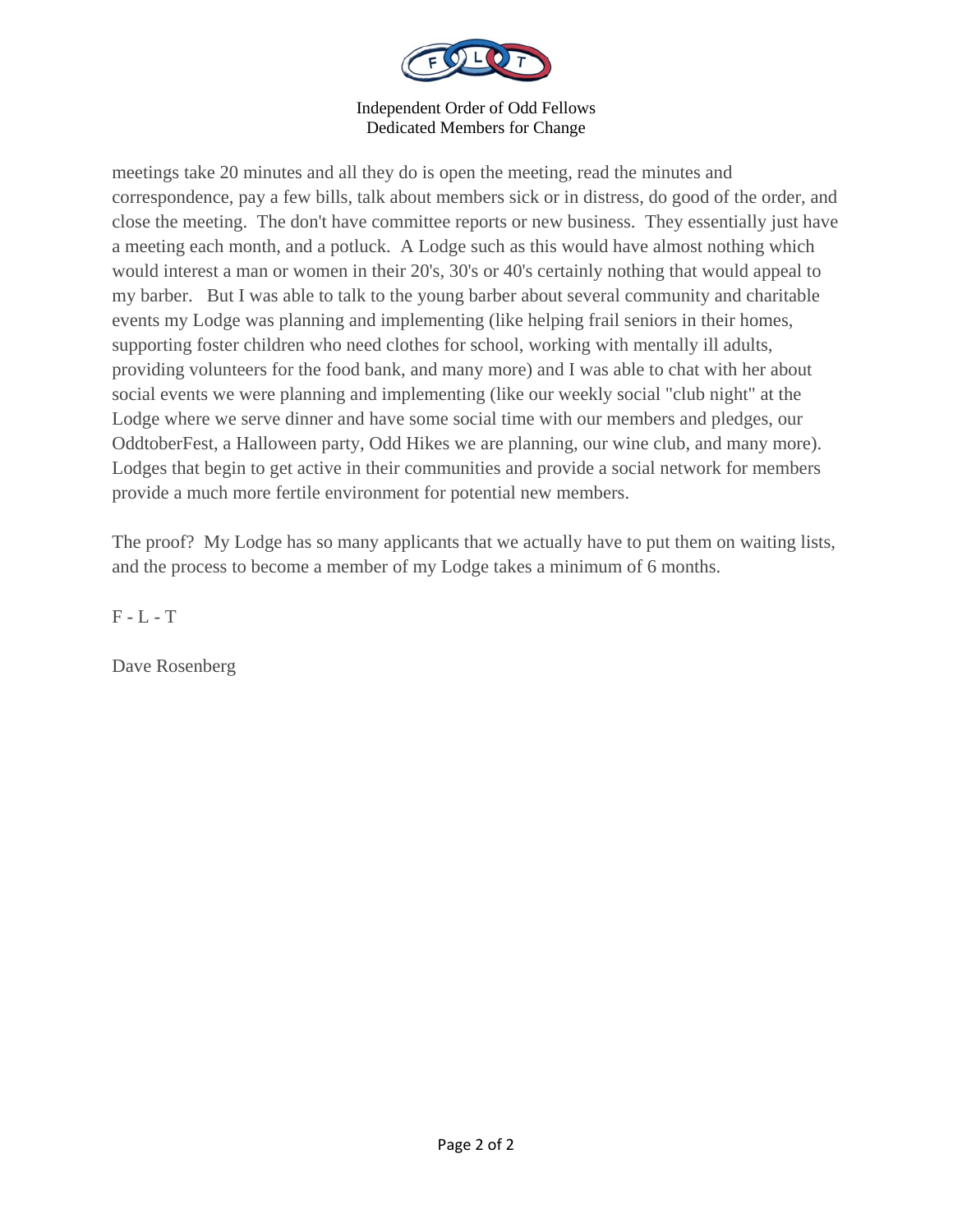meetings take 20 minutes and all they do is open the meeting, read the minutes and correspondence, pay a few bills, talk about members sick or in distress, do good of the order, and close the meeting. The don't have committee reports or new business. They essentially just have a meeting each month, and a potluck. A Lodge such as this would have almost nothing which would interest a man or women in their 20's, 30's or 40's certainly nothing that would appeal to my barber. But I was able to talk to the young barber about several community and charitable events my Lodge was planning and implementing (like helping frail seniors in their homes, supporting foster children who need clothes for school, working with mentally ill adults, providing volunteers for the food bank, and many more) and I was able to chat with her about social events we were planning and implementing (like our weekly social "club night" at the Lodge where we serve dinner and have some social time with our members and pledges, our OddtoberFest, a Halloween party, Odd Hikes we are planning, our wine club, and many more). Lodges that begin to get active in their communities and provide a social network for members provide a much more fertile environment for potential new members.

The proof? My Lodge has so many applicants that we actually have to put them on waiting lists, and the process to become a member of my Lodge takes a minimum of 6 months.

F - L - T

Dave Rosenberg